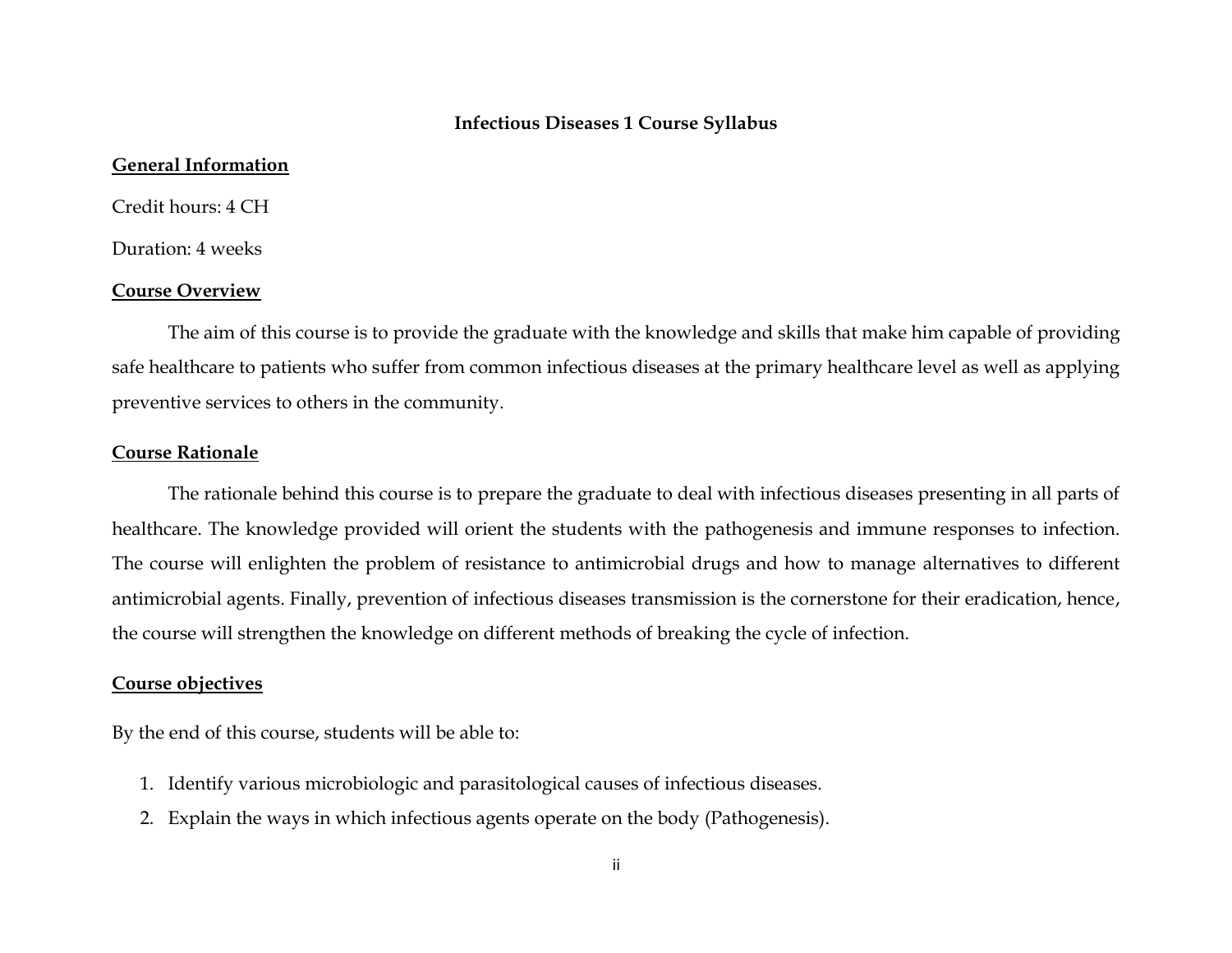# Infectious Diseases 1 Course Syllabus

## General Information

Credit hours: 4 CH

Duration: 4 weeks

## Course Overview

The aim of this course is to provide the graduate with the knowledge and skills that make him capable of providing safe healthcare to patients who suffer from common infectious diseases at the primary healthcare level as well as applying preventive services to others in the community.

## Course Rationale

The rationale behind this course is to prepare the graduate to deal with infectious diseases presenting in all parts of healthcare. The knowledge provided will orient the students with the pathogenesis and immune responses to infection. The course will enlighten the problem of resistance to antimicrobial drugs and how to manage alternatives to different antimicrobial agents. Finally, prevention of infectious diseases transmission is the cornerstone for their eradication, hence, the course will strengthen the knowledge on different methods of breaking the cycle of infection.

## Course objectives

By the end of this course, students will be able to:

1. Identify various microbiologic and parasitological causes of infectious diseases.
2. Explain the ways in which infectious agents operate on the body (Pathogenesis).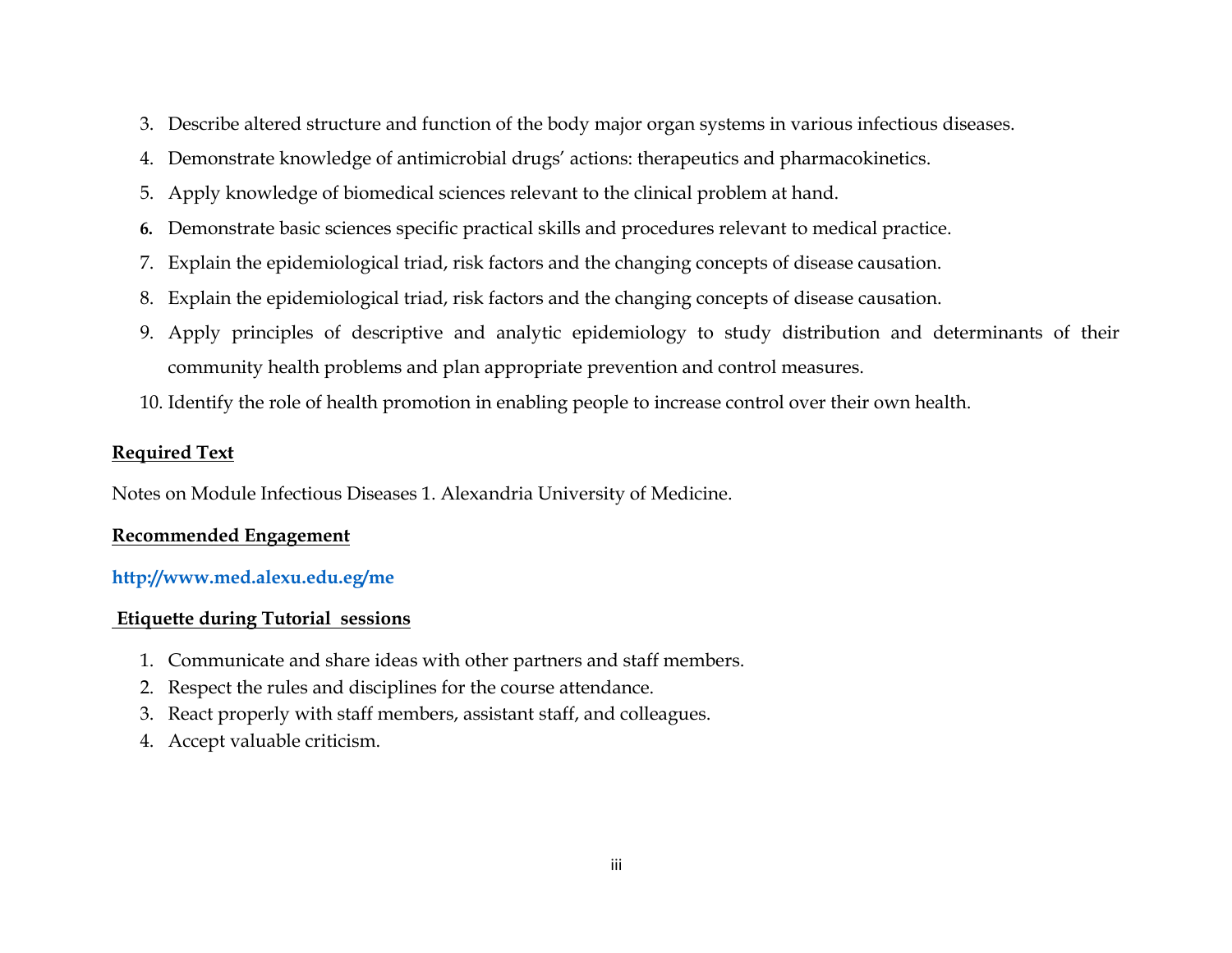3. Describe altered structure and function of the body major organ systems in various infectious diseases.
4. Demonstrate knowledge of antimicrobial drugs' actions: therapeutics and pharmacokinetics.
5. Apply knowledge of biomedical sciences relevant to the clinical problem at hand.
6. Demonstrate basic sciences specific practical skills and procedures relevant to medical practice.
7. Explain the epidemiological triad, risk factors and the changing concepts of disease causation.
8. Explain the epidemiological triad, risk factors and the changing concepts of disease causation.
9. Apply principles of descriptive and analytic epidemiology to study distribution and determinants of their community health problems and plan appropriate prevention and control measures.
10. Identify the role of health promotion in enabling people to increase control over their own health.

**Required Text**

Notes on Module Infectious Diseases 1. Alexandria University of Medicine.

**Recommended Engagement**

**http://www.med.alexu.edu.eg/me**

**Etiquette during Tutorial sessions**

1. Communicate and share ideas with other partners and staff members.
2. Respect the rules and disciplines for the course attendance.
3. React properly with staff members, assistant staff, and colleagues.
4. Accept valuable criticism.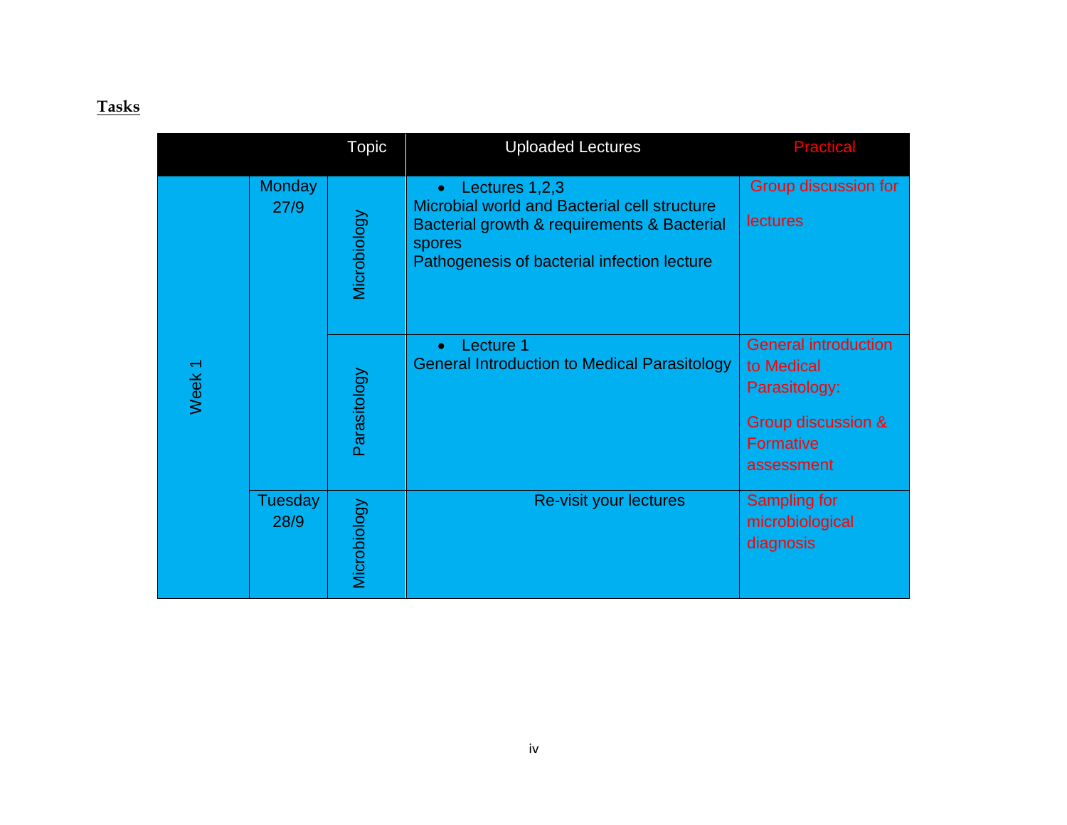**Tasks**

| | | Topic | Uploaded Lectures | Practical |
|---|---|---|---|---|
| Week 1 | Monday 27/9 | Microbiology | • Lectures 1,2,3<br>Microbial world and Bacterial cell structure<br>Bacterial growth & requirements & Bacterial spores<br>Pathogenesis of bacterial infection lecture | Group discussion for lectures |
| | | Parasitology | • Lecture 1<br>General Introduction to Medical Parasitology | General introduction to Medical Parasitology:<br>Group discussion & Formative assessment |
| | Tuesday 28/9 | Microbiology | Re-visit your lectures | Sampling for microbiological diagnosis |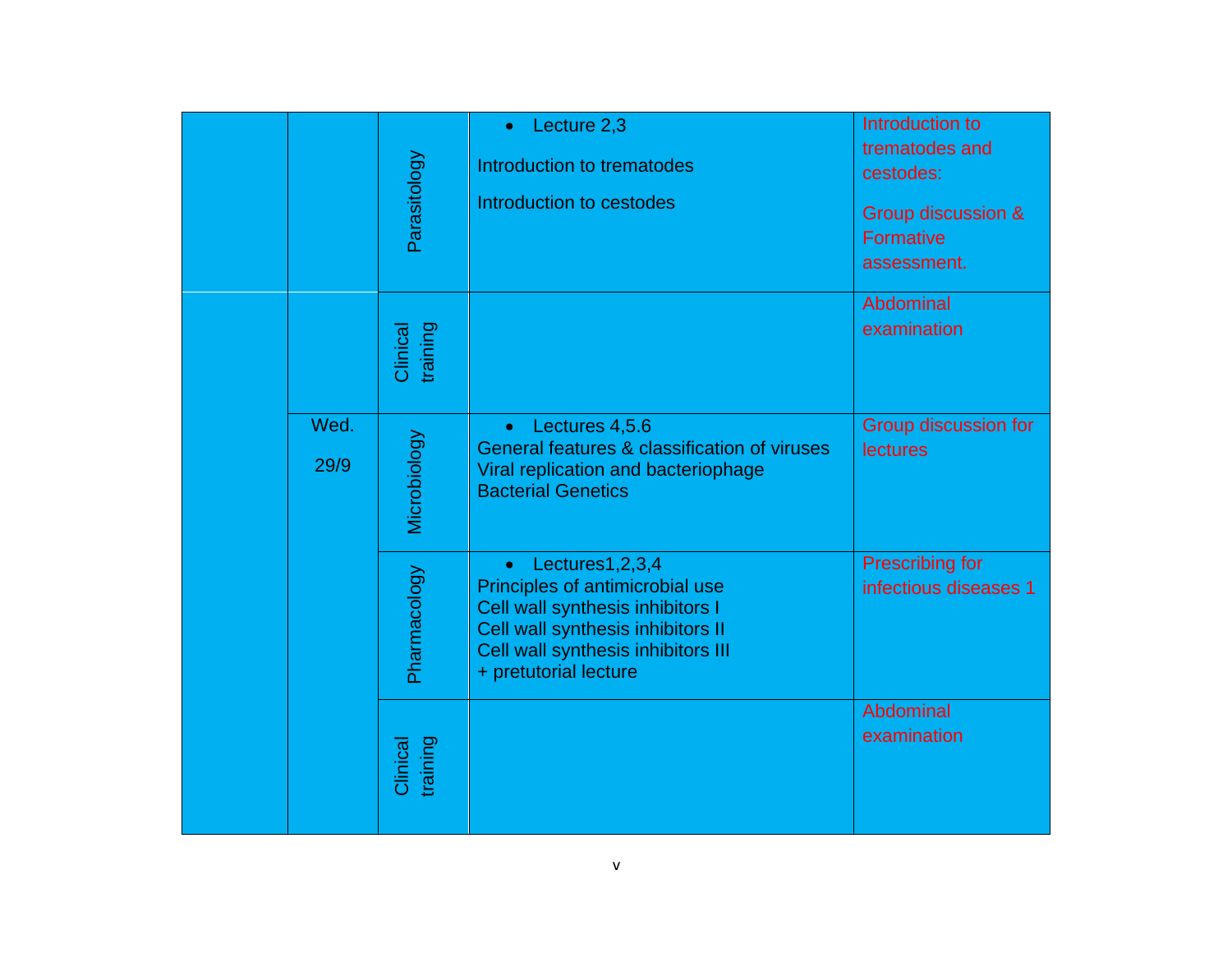| | | | | |
|---|---|---|---|---|
| | | Parasitology | • Lecture 2,3<br><br>Introduction to trematodes<br><br>Introduction to cestodes | Introduction to trematodes and cestodes:<br><br>Group discussion & Formative assessment. |
| | | Clinical training | | Abdominal examination |
| | Wed.<br><br>29/9 | Microbiology | • Lectures 4,5.6<br>General features & classification of viruses<br>Viral replication and bacteriophage<br>Bacterial Genetics | Group discussion for lectures |
| | | Pharmacology | • Lectures1,2,3,4<br>Principles of antimicrobial use<br>Cell wall synthesis inhibitors I<br>Cell wall synthesis inhibitors II<br>Cell wall synthesis inhibitors III<br>+ pretutorial lecture | Prescribing for infectious diseases 1 |
| | | Clinical training | | Abdominal examination |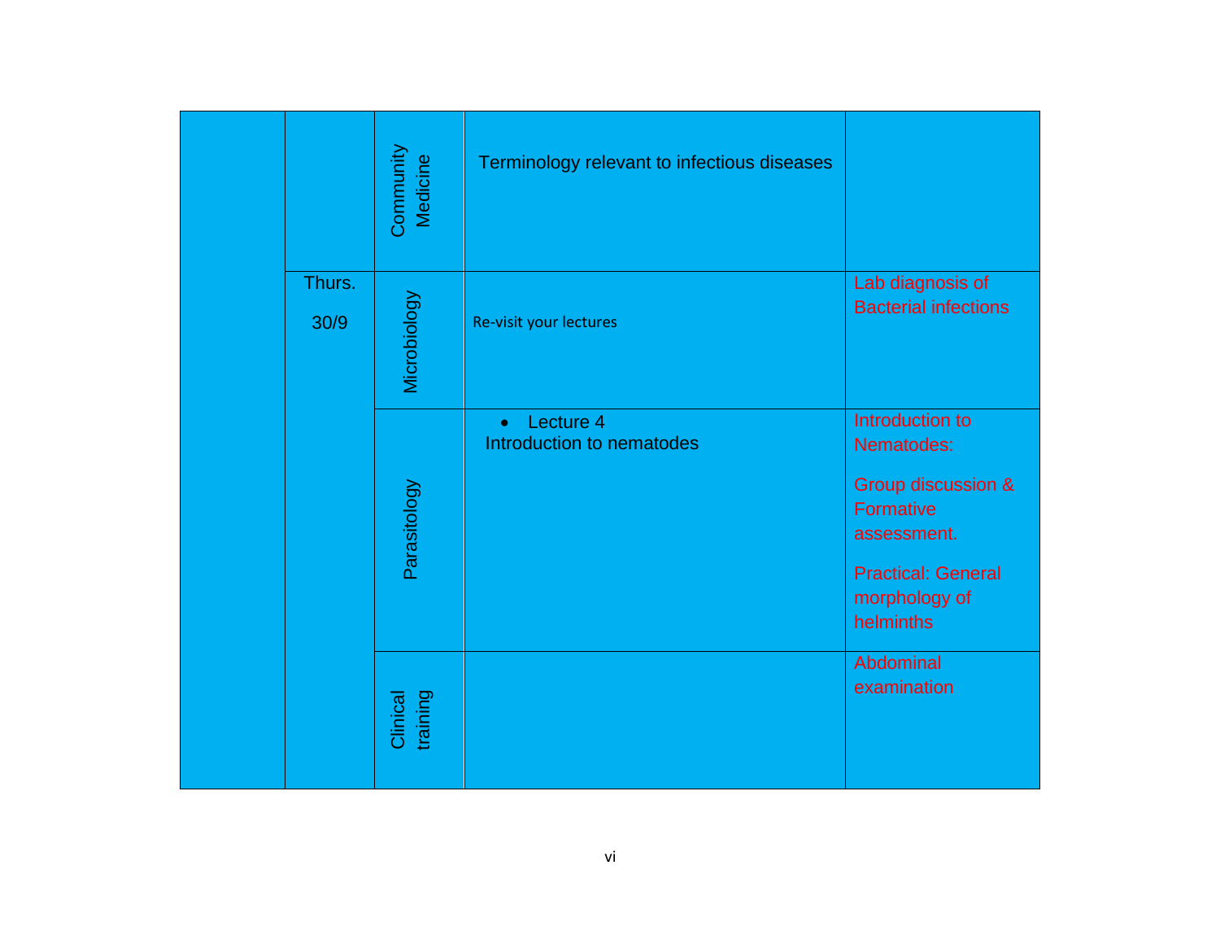|  |  |  |  |  |
|---|---|---|---|---|
|  |  | Community Medicine | Terminology relevant to infectious diseases |  |
|  | Thurs. 30/9 | Microbiology | Re-visit your lectures | Lab diagnosis of Bacterial infections |
|  |  | Parasitology | • Lecture 4<br>Introduction to nematodes | Introduction to Nematodes:<br>Group discussion & Formative assessment.<br>Practical: General morphology of helminths |
|  |  | Clinical training |  | Abdominal examination |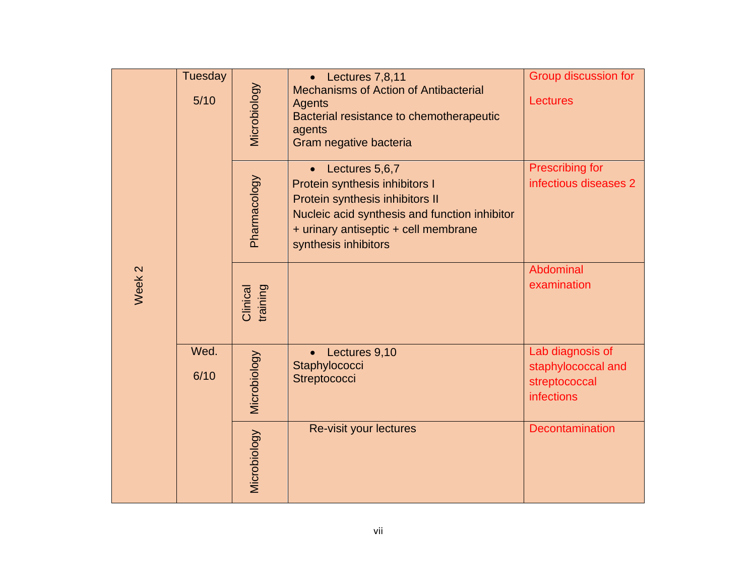| Week | Day | Subject | Lectures | Activity |
|---|---|---|---|---|
| Week 2 | Tuesday 5/10 | Microbiology | • Lectures 7,8,11<br>Mechanisms of Action of Antibacterial Agents<br>Bacterial resistance to chemotherapeutic agents<br>Gram negative bacteria | Group discussion for Lectures |
| | | Pharmacology | • Lectures 5,6,7<br>Protein synthesis inhibitors I<br>Protein synthesis inhibitors II<br>Nucleic acid synthesis and function inhibitor + urinary antiseptic + cell membrane synthesis inhibitors | Prescribing for infectious diseases 2 |
| | | Clinical training | | Abdominal examination |
| | Wed. 6/10 | Microbiology | • Lectures 9,10<br>Staphylococci<br>Streptococci | Lab diagnosis of staphylococcal and streptococcal infections |
| | | Microbiology | Re-visit your lectures | Decontamination |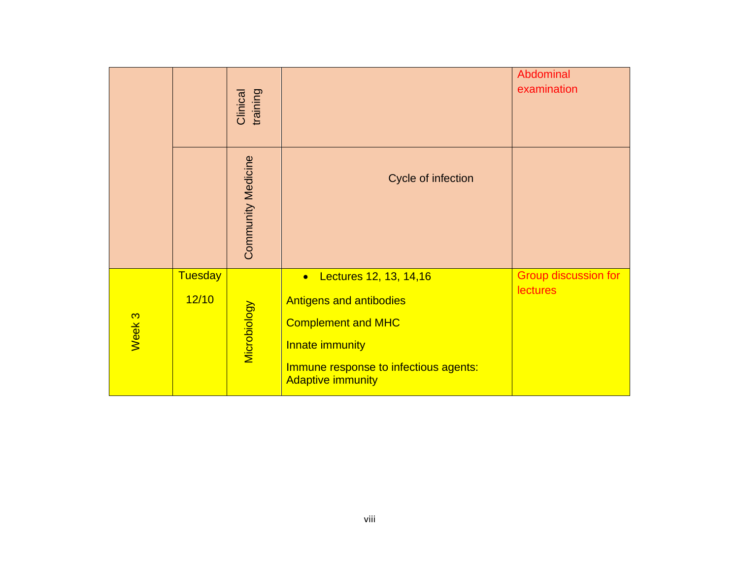| | | | | |
|---|---|---|---|---|
| | | Clinical training | | Abdominal examination |
| | | Community Medicine | Cycle of infection | |
| Week 3 | Tuesday 12/10 | Microbiology | • Lectures 12, 13, 14,16<br>Antigens and antibodies<br>Complement and MHC<br>Innate immunity<br>Immune response to infectious agents: Adaptive immunity | Group discussion for lectures |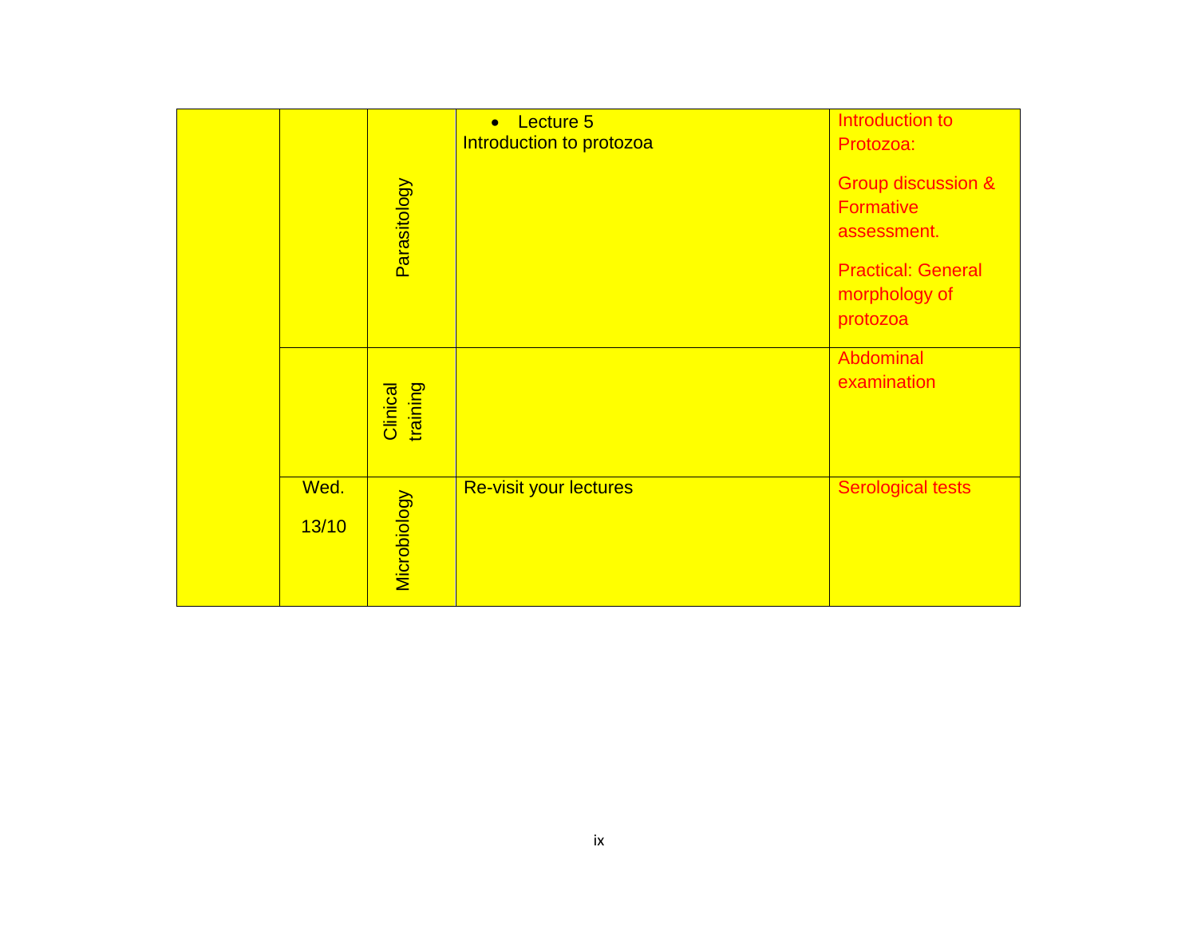| | | | | |
|---|---|---|---|---|
| | | Parasitology | • Lecture 5<br>Introduction to protozoa | Introduction to Protozoa:<br><br>Group discussion & Formative assessment.<br><br>Practical: General morphology of protozoa |
| | | Clinical training | | Abdominal examination |
| | Wed.<br><br>13/10 | Microbiology | Re-visit your lectures | Serological tests |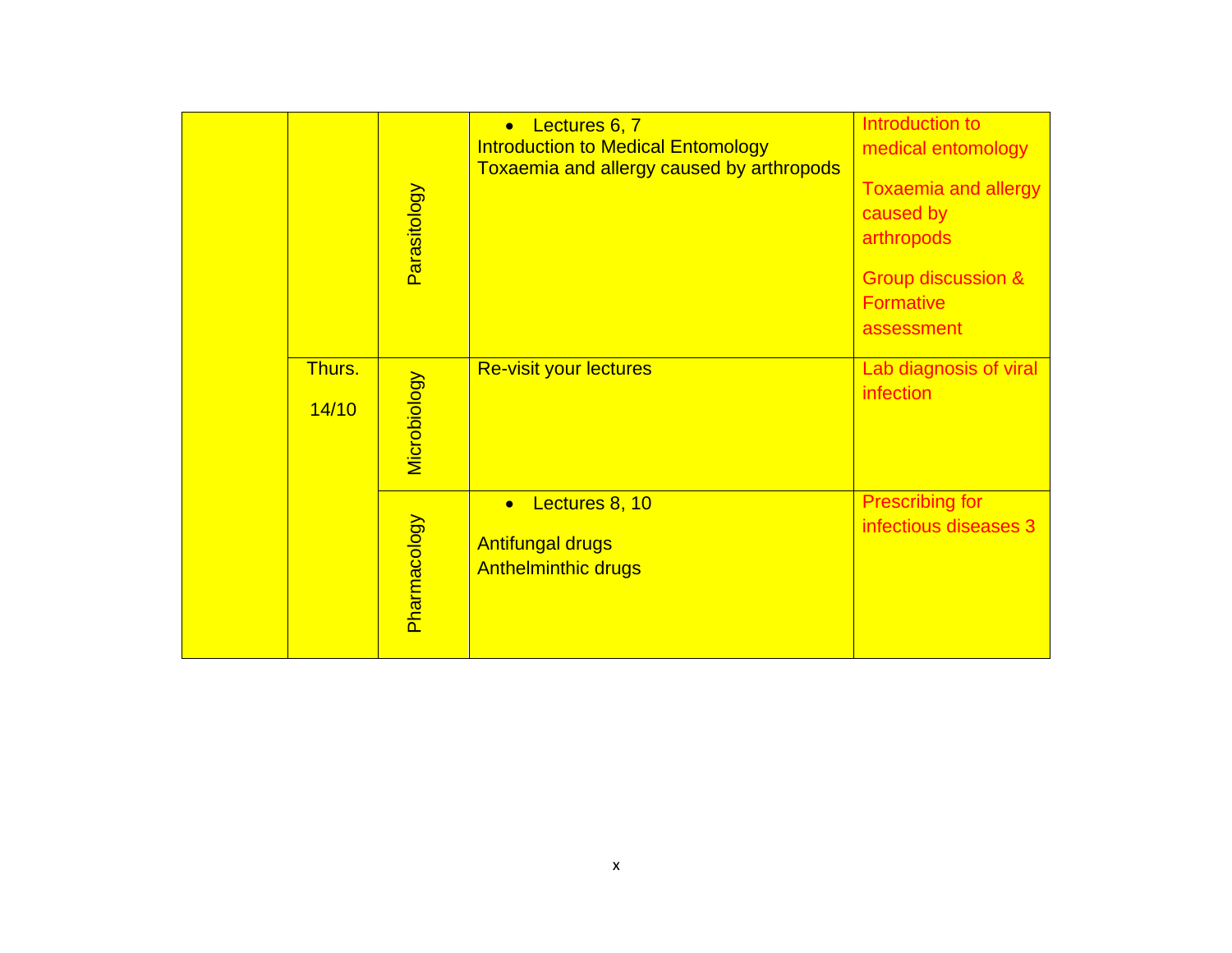| | | | | |
|---|---|---|---|---|
| | | Parasitology | • Lectures 6, 7<br>Introduction to Medical Entomology<br>Toxaemia and allergy caused by arthropods | Introduction to medical entomology<br>Toxaemia and allergy caused by arthropods<br>Group discussion & Formative assessment |
| | Thurs.<br>14/10 | Microbiology | Re-visit your lectures | Lab diagnosis of viral infection |
| | | Pharmacology | • Lectures 8, 10<br>Antifungal drugs<br>Anthelminthic drugs | Prescribing for infectious diseases 3 |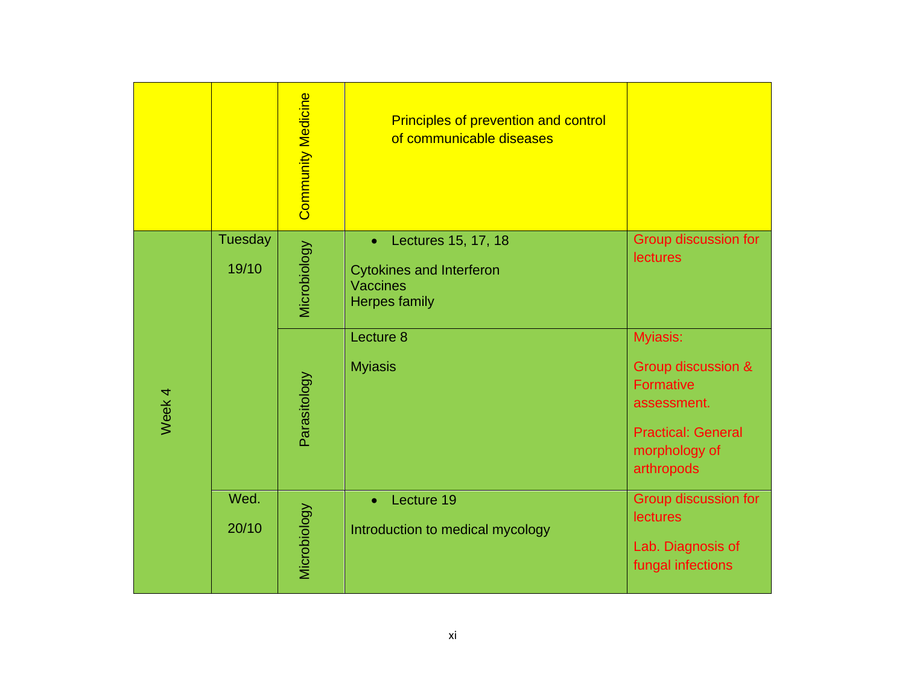| | | | | |
|---|---|---|---|---|
| | | Community Medicine | Principles of prevention and control of communicable diseases | |
| Week 4 | Tuesday 19/10 | Microbiology | • Lectures 15, 17, 18<br><br>Cytokines and Interferon<br>Vaccines<br>Herpes family | Group discussion for lectures |
| | | Parasitology | Lecture 8<br><br>Myiasis | Myiasis:<br><br>Group discussion & Formative assessment.<br><br>Practical: General morphology of arthropods |
| | Wed. 20/10 | Microbiology | • Lecture 19<br><br>Introduction to medical mycology | Group discussion for lectures<br><br>Lab. Diagnosis of fungal infections |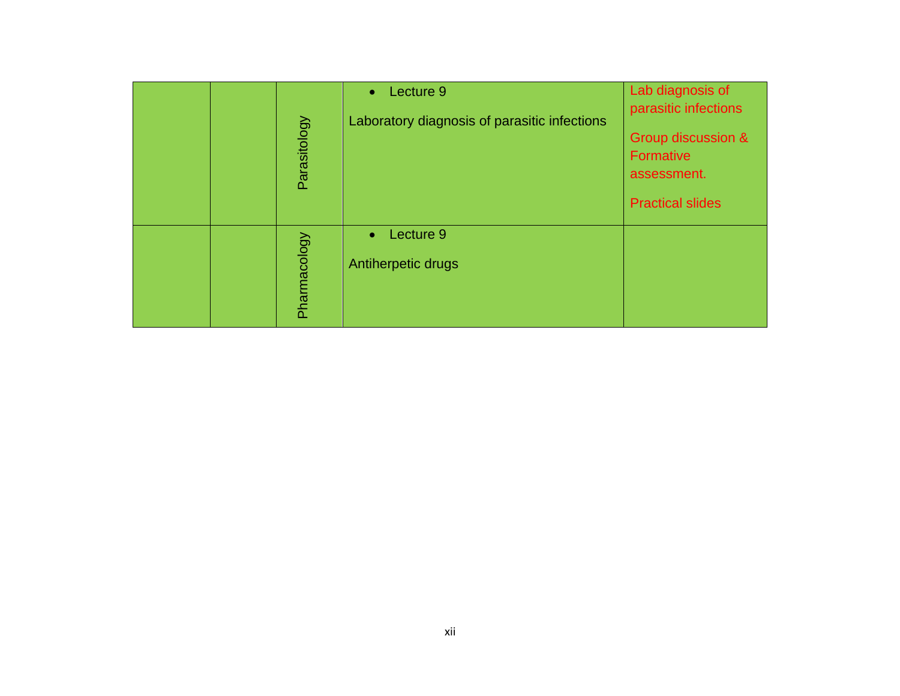| | | | | |
|---|---|---|---|---|
| | | Parasitology | • Lecture 9<br><br>Laboratory diagnosis of parasitic infections | Lab diagnosis of parasitic infections<br><br>Group discussion & Formative assessment.<br><br>Practical slides |
| | | Pharmacology | • Lecture 9<br><br>Antiherpetic drugs | |